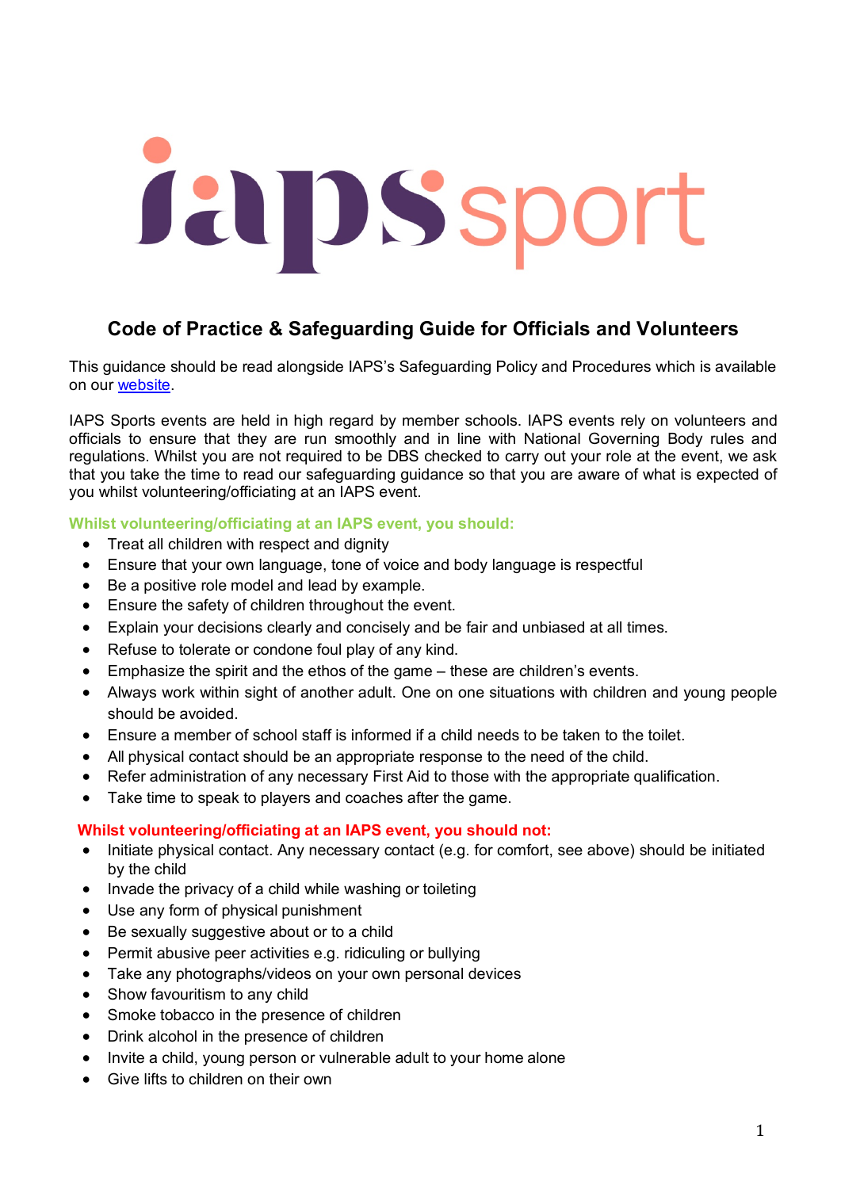# iaps sport

## Code of Practice & Safeguarding Guide for Officials and Volunteers

This guidance should be read alongside IAPS's Safeguarding Policy and Procedures which is available on our website.

IAPS Sports events are held in high regard by member schools. IAPS events rely on volunteers and officials to ensure that they are run smoothly and in line with National Governing Body rules and regulations. Whilst you are not required to be DBS checked to carry out your role at the event, we ask that you take the time to read our safeguarding guidance so that you are aware of what is expected of you whilst volunteering/officiating at an IAPS event.

**Whilst volunteering/officiating at an IAPS event, you should:**

- Treat all children with respect and dignity
- Ensure that your own language, tone of voice and body language is respectful
- Be a positive role model and lead by example.
- Ensure the safety of children throughout the event.
- Explain your decisions clearly and concisely and be fair and unbiased at all times.
- Refuse to tolerate or condone foul play of any kind.
- Emphasize the spirit and the ethos of the game – these are children's events.
- Always work within sight of another adult. One on one situations with children and young people should be avoided.
- Ensure a member of school staff is informed if a child needs to be taken to the toilet.
- All physical contact should be an appropriate response to the need of the child.
- Refer administration of any necessary First Aid to those with the appropriate qualification.
- Take time to speak to players and coaches after the game.

**Whilst volunteering/officiating at an IAPS event, you should not:**

- Initiate physical contact. Any necessary contact (e.g. for comfort, see above) should be initiated by the child
- Invade the privacy of a child while washing or toileting
- Use any form of physical punishment
- Be sexually suggestive about or to a child
- Permit abusive peer activities e.g. ridiculing or bullying
- Take any photographs/videos on your own personal devices
- Show favouritism to any child
- Smoke tobacco in the presence of children
- Drink alcohol in the presence of children
- Invite a child, young person or vulnerable adult to your home alone
- Give lifts to children on their own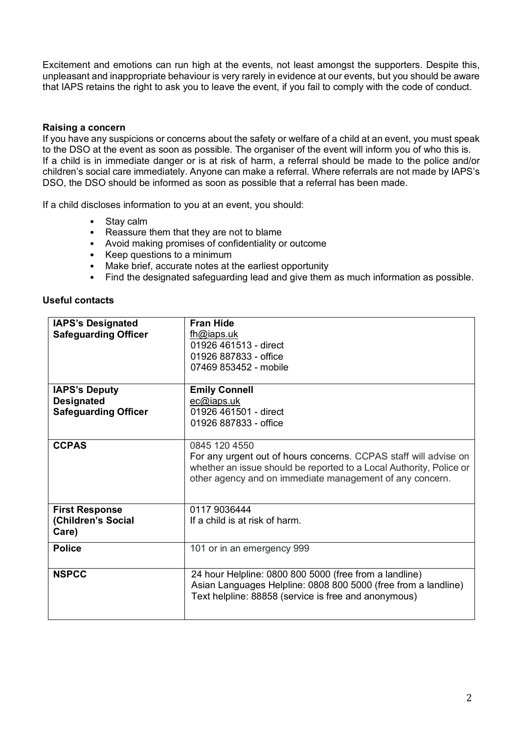Excitement and emotions can run high at the events, not least amongst the supporters. Despite this, unpleasant and inappropriate behaviour is very rarely in evidence at our events, but you should be aware that IAPS retains the right to ask you to leave the event, if you fail to comply with the code of conduct.

**Raising a concern**

If you have any suspicions or concerns about the safety or welfare of a child at an event, you must speak to the DSO at the event as soon as possible. The organiser of the event will inform you of who this is. If a child is in immediate danger or is at risk of harm, a referral should be made to the police and/or children's social care immediately. Anyone can make a referral. Where referrals are not made by IAPS's DSO, the DSO should be informed as soon as possible that a referral has been made.

If a child discloses information to you at an event, you should:

- Stay calm
- Reassure them that they are not to blame
- Avoid making promises of confidentiality or outcome
- Keep questions to a minimum
- Make brief, accurate notes at the earliest opportunity
- Find the designated safeguarding lead and give them as much information as possible.

**Useful contacts**

| | |
|---|---|
| **IAPS's Designated Safeguarding Officer** | **Fran Hide**<br>fh@iaps.uk<br>01926 461513 - direct<br>01926 887833 - office<br>07469 853452 - mobile |
| **IAPS's Deputy Designated Safeguarding Officer** | **Emily Connell**<br>ec@iaps.uk<br>01926 461501 - direct<br>01926 887833 - office |
| **CCPAS** | 0845 120 4550<br>For any urgent out of hours concerns. CCPAS staff will advise on whether an issue should be reported to a Local Authority, Police or other agency and on immediate management of any concern. |
| **First Response (Children's Social Care)** | 0117 9036444<br>If a child is at risk of harm. |
| **Police** | 101 or in an emergency 999 |
| **NSPCC** | 24 hour Helpline: 0800 800 5000 (free from a landline)<br>Asian Languages Helpline: 0808 800 5000 (free from a landline)<br>Text helpline: 88858 (service is free and anonymous) |